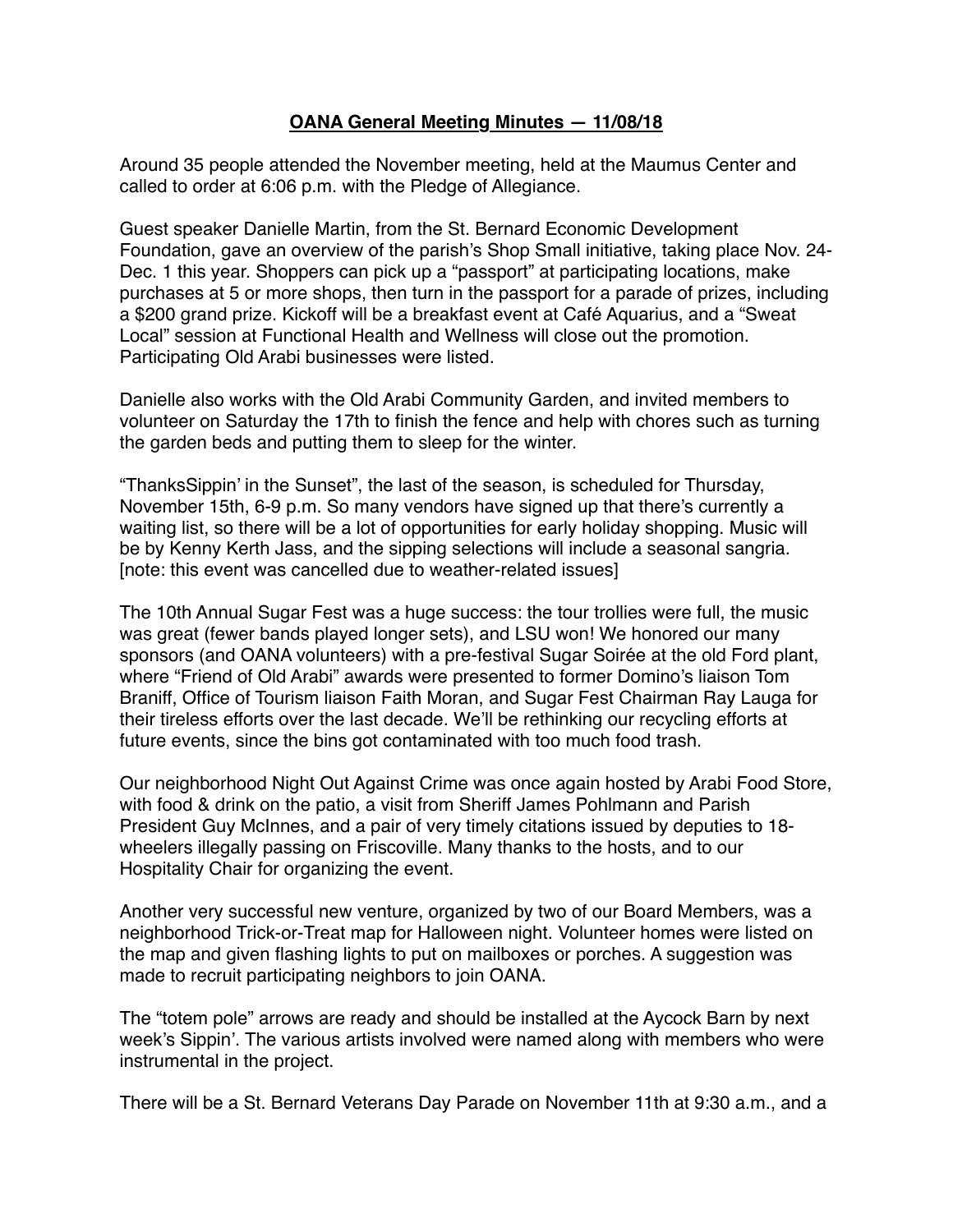# **OANA General Meeting Minutes — 11/08/18**

Around 35 people attended the November meeting, held at the Maumus Center and called to order at 6:06 p.m. with the Pledge of Allegiance.

Guest speaker Danielle Martin, from the St. Bernard Economic Development Foundation, gave an overview of the parish's Shop Small initiative, taking place Nov. 24-Dec. 1 this year. Shoppers can pick up a "passport" at participating locations, make purchases at 5 or more shops, then turn in the passport for a parade of prizes, including a $200 grand prize. Kickoff will be a breakfast event at Café Aquarius, and a "Sweat Local" session at Functional Health and Wellness will close out the promotion. Participating Old Arabi businesses were listed.

Danielle also works with the Old Arabi Community Garden, and invited members to volunteer on Saturday the 17th to finish the fence and help with chores such as turning the garden beds and putting them to sleep for the winter.

"ThanksSippin' in the Sunset", the last of the season, is scheduled for Thursday, November 15th, 6-9 p.m. So many vendors have signed up that there's currently a waiting list, so there will be a lot of opportunities for early holiday shopping. Music will be by Kenny Kerth Jass, and the sipping selections will include a seasonal sangria. [note: this event was cancelled due to weather-related issues]

The 10th Annual Sugar Fest was a huge success: the tour trollies were full, the music was great (fewer bands played longer sets), and LSU won! We honored our many sponsors (and OANA volunteers) with a pre-festival Sugar Soirée at the old Ford plant, where "Friend of Old Arabi" awards were presented to former Domino's liaison Tom Braniff, Office of Tourism liaison Faith Moran, and Sugar Fest Chairman Ray Lauga for their tireless efforts over the last decade. We'll be rethinking our recycling efforts at future events, since the bins got contaminated with too much food trash.

Our neighborhood Night Out Against Crime was once again hosted by Arabi Food Store, with food & drink on the patio, a visit from Sheriff James Pohlmann and Parish President Guy McInnes, and a pair of very timely citations issued by deputies to 18-wheelers illegally passing on Friscoville. Many thanks to the hosts, and to our Hospitality Chair for organizing the event.

Another very successful new venture, organized by two of our Board Members, was a neighborhood Trick-or-Treat map for Halloween night. Volunteer homes were listed on the map and given flashing lights to put on mailboxes or porches. A suggestion was made to recruit participating neighbors to join OANA.

The "totem pole" arrows are ready and should be installed at the Aycock Barn by next week's Sippin'. The various artists involved were named along with members who were instrumental in the project.

There will be a St. Bernard Veterans Day Parade on November 11th at 9:30 a.m., and a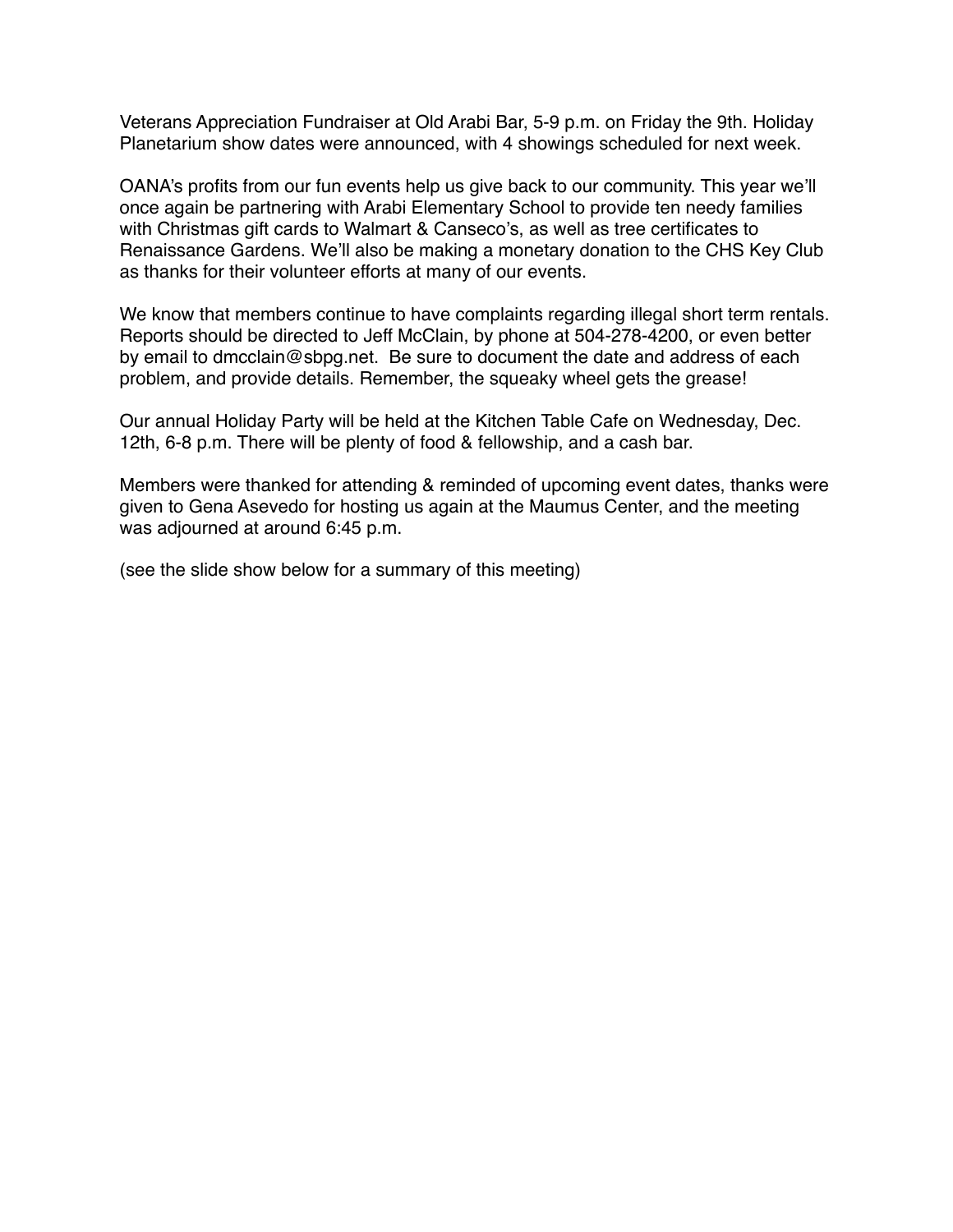Veterans Appreciation Fundraiser at Old Arabi Bar, 5-9 p.m. on Friday the 9th. Holiday Planetarium show dates were announced, with 4 showings scheduled for next week.

OANA's profits from our fun events help us give back to our community. This year we'll once again be partnering with Arabi Elementary School to provide ten needy families with Christmas gift cards to Walmart & Canseco's, as well as tree certificates to Renaissance Gardens. We'll also be making a monetary donation to the CHS Key Club as thanks for their volunteer efforts at many of our events.

We know that members continue to have complaints regarding illegal short term rentals. Reports should be directed to Jeff McClain, by phone at 504-278-4200, or even better by email to dmcclain@sbpg.net. Be sure to document the date and address of each problem, and provide details. Remember, the squeaky wheel gets the grease!

Our annual Holiday Party will be held at the Kitchen Table Cafe on Wednesday, Dec. 12th, 6-8 p.m. There will be plenty of food & fellowship, and a cash bar.

Members were thanked for attending & reminded of upcoming event dates, thanks were given to Gena Asevedo for hosting us again at the Maumus Center, and the meeting was adjourned at around 6:45 p.m.

(see the slide show below for a summary of this meeting)